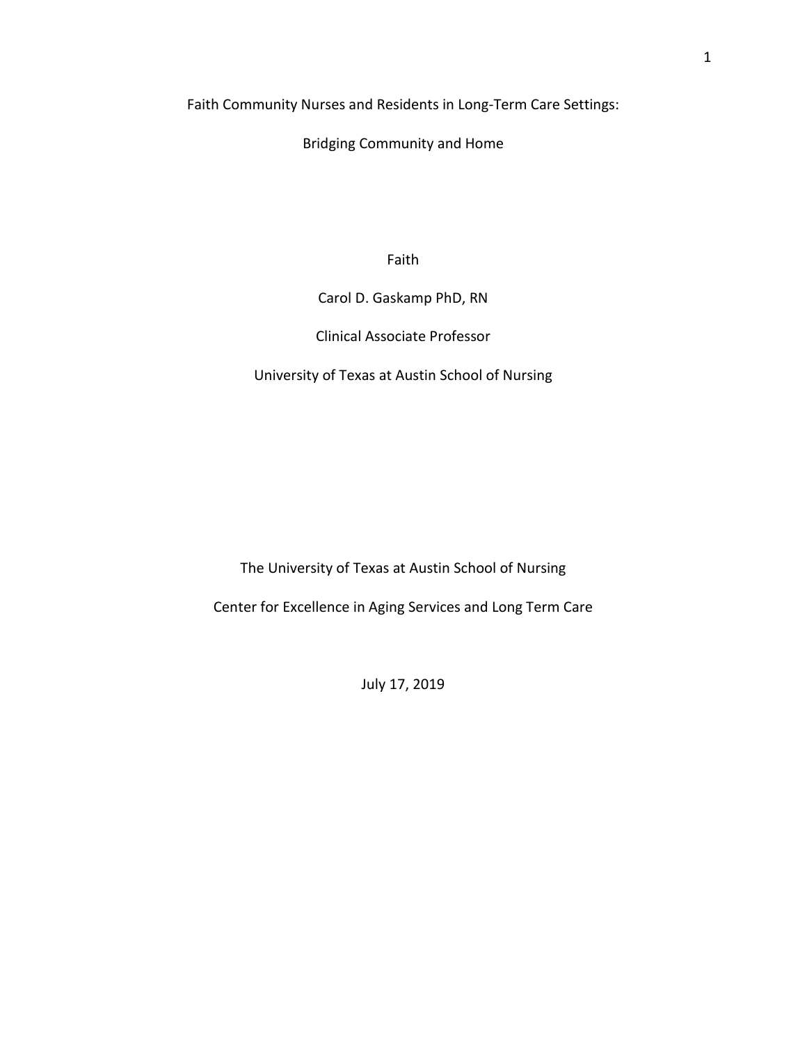# Faith Community Nurses and Residents in Long-Term Care Settings:

# Bridging Community and Home

Faith

Carol D. Gaskamp PhD, RN

Clinical Associate Professor

University of Texas at Austin School of Nursing

The University of Texas at Austin School of Nursing

Center for Excellence in Aging Services and Long Term Care

July 17, 2019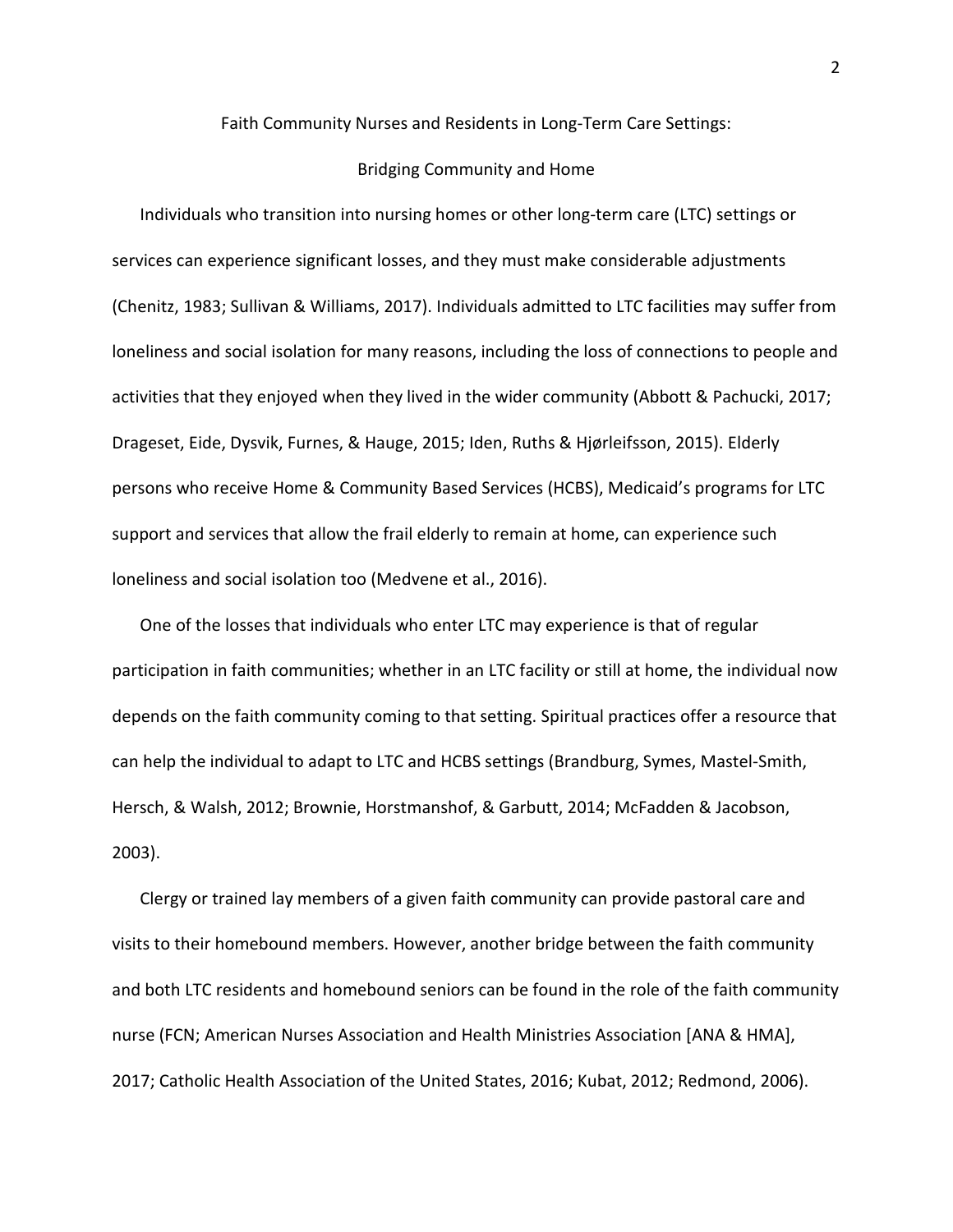# Faith Community Nurses and Residents in Long-Term Care Settings:

## Bridging Community and Home

Individuals who transition into nursing homes or other long-term care (LTC) settings or services can experience significant losses, and they must make considerable adjustments (Chenitz, 1983; Sullivan & Williams, 2017). Individuals admitted to LTC facilities may suffer from loneliness and social isolation for many reasons, including the loss of connections to people and activities that they enjoyed when they lived in the wider community (Abbott & Pachucki, 2017; Drageset, Eide, Dysvik, Furnes, & Hauge, 2015; Iden, Ruths & Hjørleifsson, 2015). Elderly persons who receive Home & Community Based Services (HCBS), Medicaid's programs for LTC support and services that allow the frail elderly to remain at home, can experience such loneliness and social isolation too (Medvene et al., 2016).

One of the losses that individuals who enter LTC may experience is that of regular participation in faith communities; whether in an LTC facility or still at home, the individual now depends on the faith community coming to that setting. Spiritual practices offer a resource that can help the individual to adapt to LTC and HCBS settings (Brandburg, Symes, Mastel-Smith, Hersch, & Walsh, 2012; Brownie, Horstmanshof, & Garbutt, 2014; McFadden & Jacobson, 2003).

Clergy or trained lay members of a given faith community can provide pastoral care and visits to their homebound members. However, another bridge between the faith community and both LTC residents and homebound seniors can be found in the role of the faith community nurse (FCN; American Nurses Association and Health Ministries Association [ANA & HMA], 2017; Catholic Health Association of the United States, 2016; Kubat, 2012; Redmond, 2006).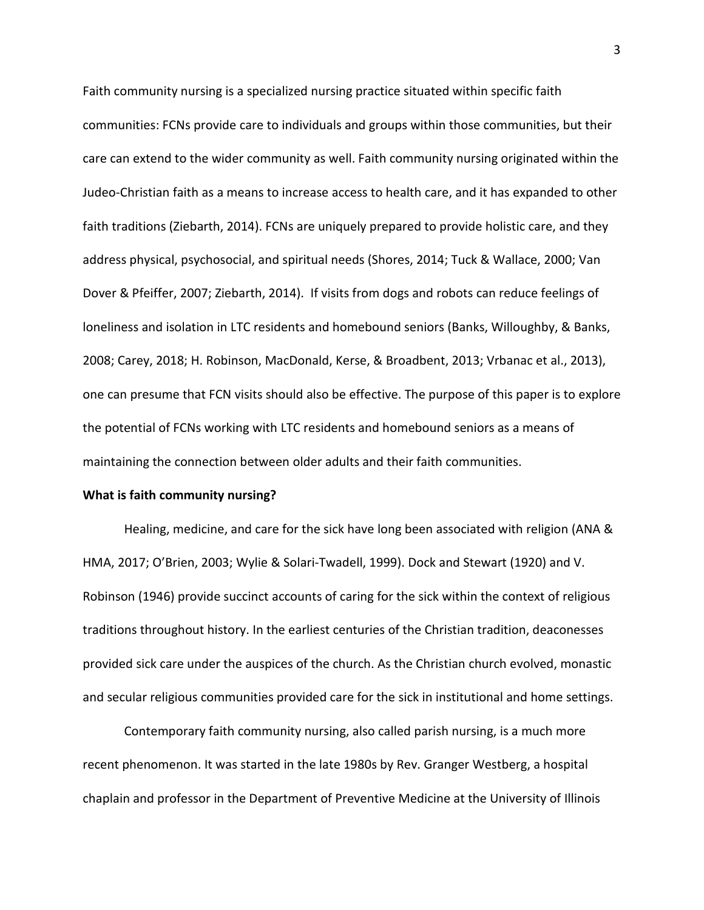Faith community nursing is a specialized nursing practice situated within specific faith communities: FCNs provide care to individuals and groups within those communities, but their care can extend to the wider community as well. Faith community nursing originated within the Judeo-Christian faith as a means to increase access to health care, and it has expanded to other faith traditions (Ziebarth, 2014). FCNs are uniquely prepared to provide holistic care, and they address physical, psychosocial, and spiritual needs (Shores, 2014; Tuck & Wallace, 2000; Van Dover & Pfeiffer, 2007; Ziebarth, 2014). If visits from dogs and robots can reduce feelings of loneliness and isolation in LTC residents and homebound seniors (Banks, Willoughby, & Banks, 2008; Carey, 2018; H. Robinson, MacDonald, Kerse, & Broadbent, 2013; Vrbanac et al., 2013), one can presume that FCN visits should also be effective. The purpose of this paper is to explore the potential of FCNs working with LTC residents and homebound seniors as a means of maintaining the connection between older adults and their faith communities.

**What is faith community nursing?**

Healing, medicine, and care for the sick have long been associated with religion (ANA & HMA, 2017; O'Brien, 2003; Wylie & Solari-Twadell, 1999). Dock and Stewart (1920) and V. Robinson (1946) provide succinct accounts of caring for the sick within the context of religious traditions throughout history. In the earliest centuries of the Christian tradition, deaconesses provided sick care under the auspices of the church. As the Christian church evolved, monastic and secular religious communities provided care for the sick in institutional and home settings.

Contemporary faith community nursing, also called parish nursing, is a much more recent phenomenon. It was started in the late 1980s by Rev. Granger Westberg, a hospital chaplain and professor in the Department of Preventive Medicine at the University of Illinois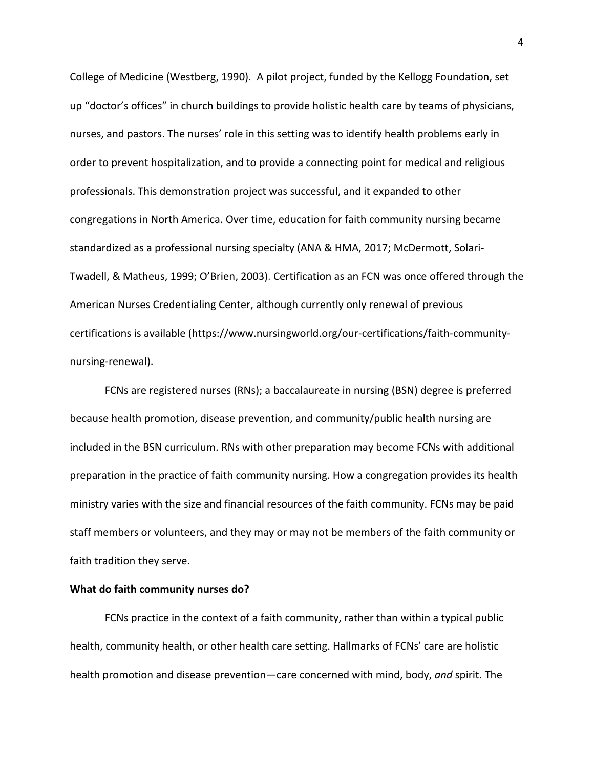College of Medicine (Westberg, 1990). A pilot project, funded by the Kellogg Foundation, set up "doctor's offices" in church buildings to provide holistic health care by teams of physicians, nurses, and pastors. The nurses' role in this setting was to identify health problems early in order to prevent hospitalization, and to provide a connecting point for medical and religious professionals. This demonstration project was successful, and it expanded to other congregations in North America. Over time, education for faith community nursing became standardized as a professional nursing specialty (ANA & HMA, 2017; McDermott, Solari-Twadell, & Matheus, 1999; O'Brien, 2003). Certification as an FCN was once offered through the American Nurses Credentialing Center, although currently only renewal of previous certifications is available (https://www.nursingworld.org/our-certifications/faith-community-nursing-renewal).

FCNs are registered nurses (RNs); a baccalaureate in nursing (BSN) degree is preferred because health promotion, disease prevention, and community/public health nursing are included in the BSN curriculum. RNs with other preparation may become FCNs with additional preparation in the practice of faith community nursing. How a congregation provides its health ministry varies with the size and financial resources of the faith community. FCNs may be paid staff members or volunteers, and they may or may not be members of the faith community or faith tradition they serve.

**What do faith community nurses do?**

FCNs practice in the context of a faith community, rather than within a typical public health, community health, or other health care setting. Hallmarks of FCNs' care are holistic health promotion and disease prevention—care concerned with mind, body, *and* spirit. The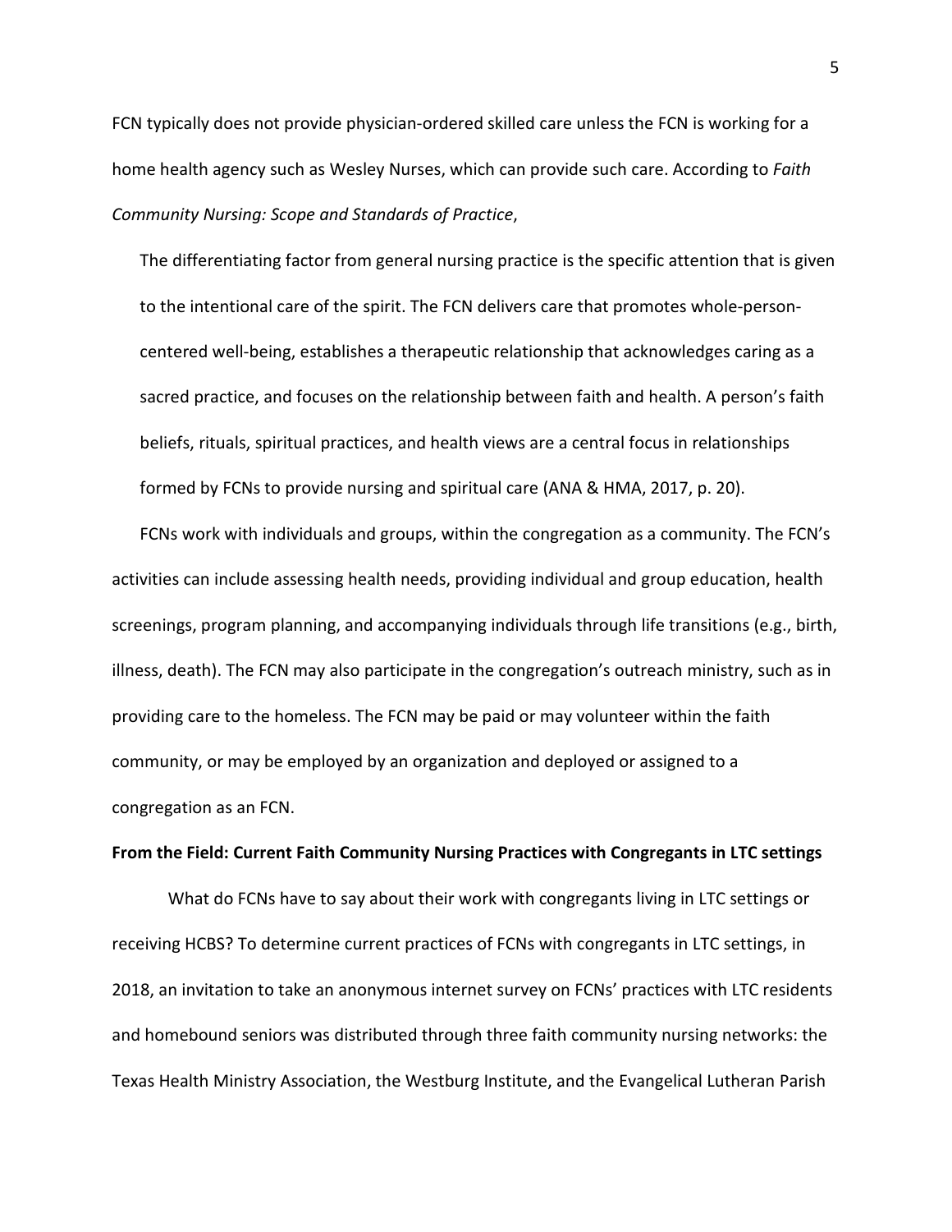FCN typically does not provide physician-ordered skilled care unless the FCN is working for a home health agency such as Wesley Nurses, which can provide such care. According to *Faith Community Nursing: Scope and Standards of Practice*,

> The differentiating factor from general nursing practice is the specific attention that is given to the intentional care of the spirit. The FCN delivers care that promotes whole-person-centered well-being, establishes a therapeutic relationship that acknowledges caring as a sacred practice, and focuses on the relationship between faith and health. A person's faith beliefs, rituals, spiritual practices, and health views are a central focus in relationships formed by FCNs to provide nursing and spiritual care (ANA & HMA, 2017, p. 20).

FCNs work with individuals and groups, within the congregation as a community. The FCN's activities can include assessing health needs, providing individual and group education, health screenings, program planning, and accompanying individuals through life transitions (e.g., birth, illness, death). The FCN may also participate in the congregation's outreach ministry, such as in providing care to the homeless. The FCN may be paid or may volunteer within the faith community, or may be employed by an organization and deployed or assigned to a congregation as an FCN.

**From the Field: Current Faith Community Nursing Practices with Congregants in LTC settings**

What do FCNs have to say about their work with congregants living in LTC settings or receiving HCBS? To determine current practices of FCNs with congregants in LTC settings, in 2018, an invitation to take an anonymous internet survey on FCNs' practices with LTC residents and homebound seniors was distributed through three faith community nursing networks: the Texas Health Ministry Association, the Westburg Institute, and the Evangelical Lutheran Parish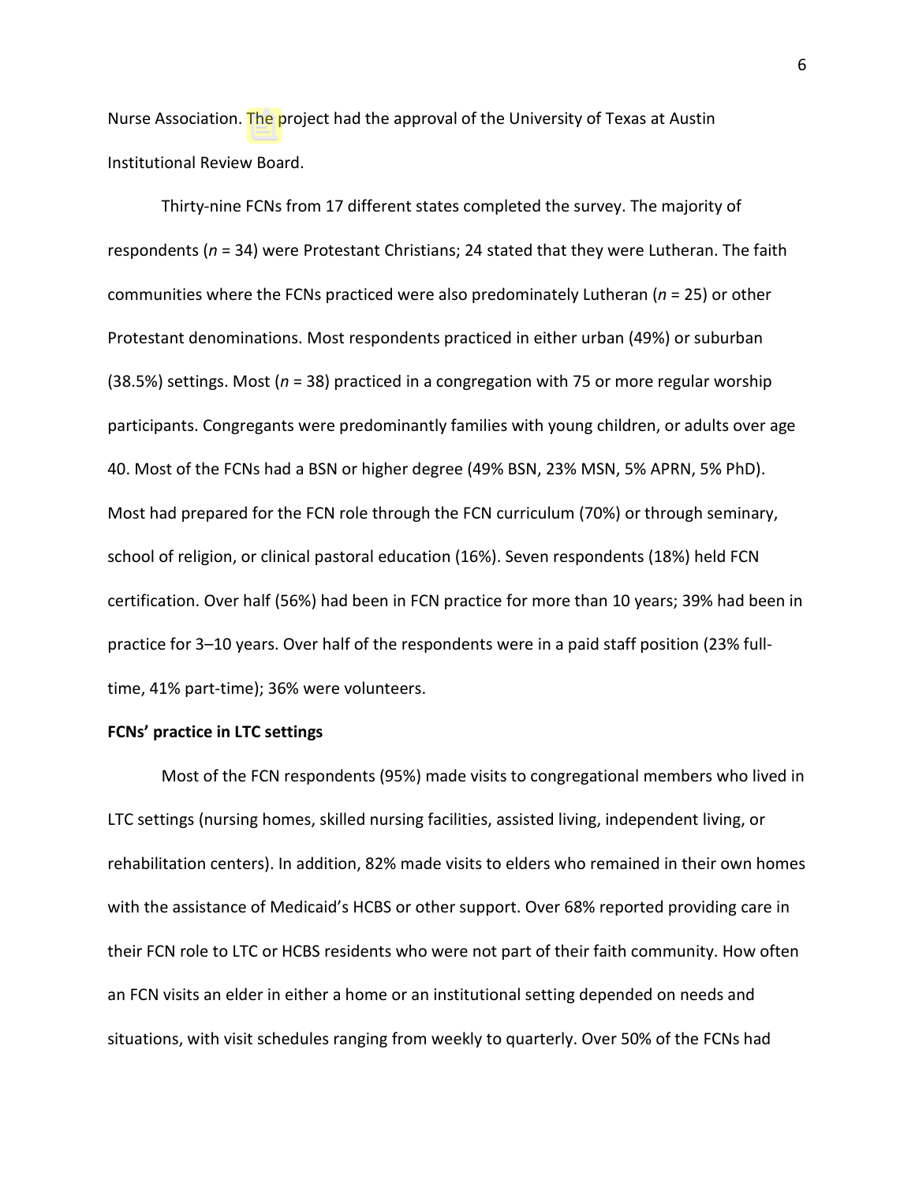Nurse Association. The project had the approval of the University of Texas at Austin Institutional Review Board.

Thirty-nine FCNs from 17 different states completed the survey. The majority of respondents (*n* = 34) were Protestant Christians; 24 stated that they were Lutheran. The faith communities where the FCNs practiced were also predominately Lutheran (*n* = 25) or other Protestant denominations. Most respondents practiced in either urban (49%) or suburban (38.5%) settings. Most (*n* = 38) practiced in a congregation with 75 or more regular worship participants. Congregants were predominantly families with young children, or adults over age 40. Most of the FCNs had a BSN or higher degree (49% BSN, 23% MSN, 5% APRN, 5% PhD). Most had prepared for the FCN role through the FCN curriculum (70%) or through seminary, school of religion, or clinical pastoral education (16%). Seven respondents (18%) held FCN certification. Over half (56%) had been in FCN practice for more than 10 years; 39% had been in practice for 3–10 years. Over half of the respondents were in a paid staff position (23% full-time, 41% part-time); 36% were volunteers.

**FCNs' practice in LTC settings**

Most of the FCN respondents (95%) made visits to congregational members who lived in LTC settings (nursing homes, skilled nursing facilities, assisted living, independent living, or rehabilitation centers). In addition, 82% made visits to elders who remained in their own homes with the assistance of Medicaid's HCBS or other support. Over 68% reported providing care in their FCN role to LTC or HCBS residents who were not part of their faith community. How often an FCN visits an elder in either a home or an institutional setting depended on needs and situations, with visit schedules ranging from weekly to quarterly. Over 50% of the FCNs had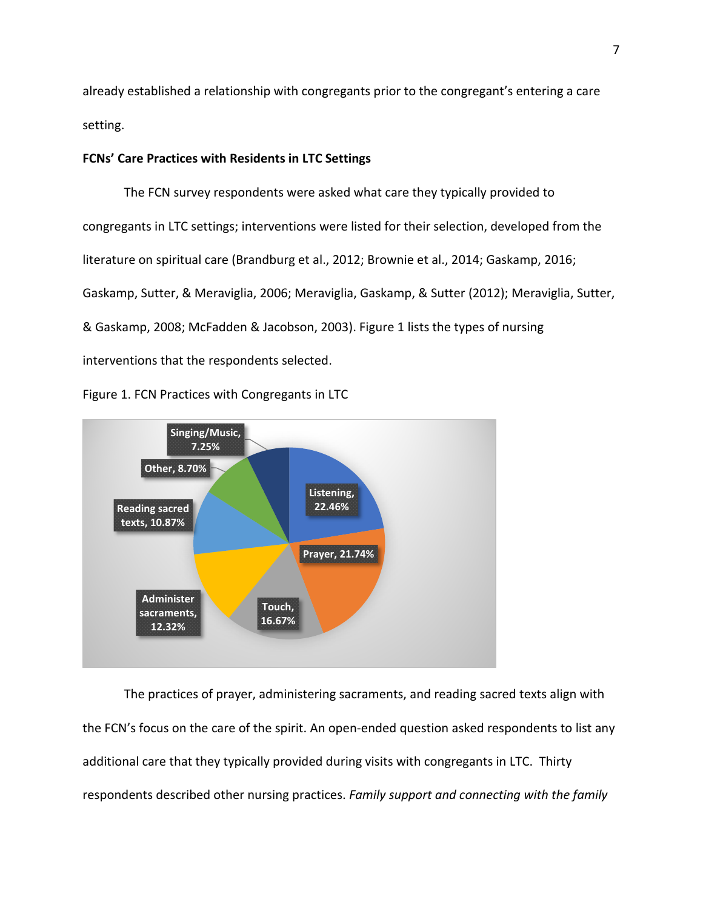already established a relationship with congregants prior to the congregant's entering a care setting.

**FCNs' Care Practices with Residents in LTC Settings**

The FCN survey respondents were asked what care they typically provided to congregants in LTC settings; interventions were listed for their selection, developed from the literature on spiritual care (Brandburg et al., 2012; Brownie et al., 2014; Gaskamp, 2016; Gaskamp, Sutter, & Meraviglia, 2006; Meraviglia, Gaskamp, & Sutter (2012); Meraviglia, Sutter, & Gaskamp, 2008; McFadden & Jacobson, 2003). Figure 1 lists the types of nursing interventions that the respondents selected.

Figure 1. FCN Practices with Congregants in LTC

| Practice | Percentage |
| --- | --- |
| Listening | 22.46% |
| Prayer | 21.74% |
| Touch | 16.67% |
| Administer sacraments | 12.32% |
| Reading sacred texts | 10.87% |
| Other | 8.70% |
| Singing/Music | 7.25% |

The practices of prayer, administering sacraments, and reading sacred texts align with the FCN's focus on the care of the spirit. An open-ended question asked respondents to list any additional care that they typically provided during visits with congregants in LTC. Thirty respondents described other nursing practices. *Family support and connecting with the family*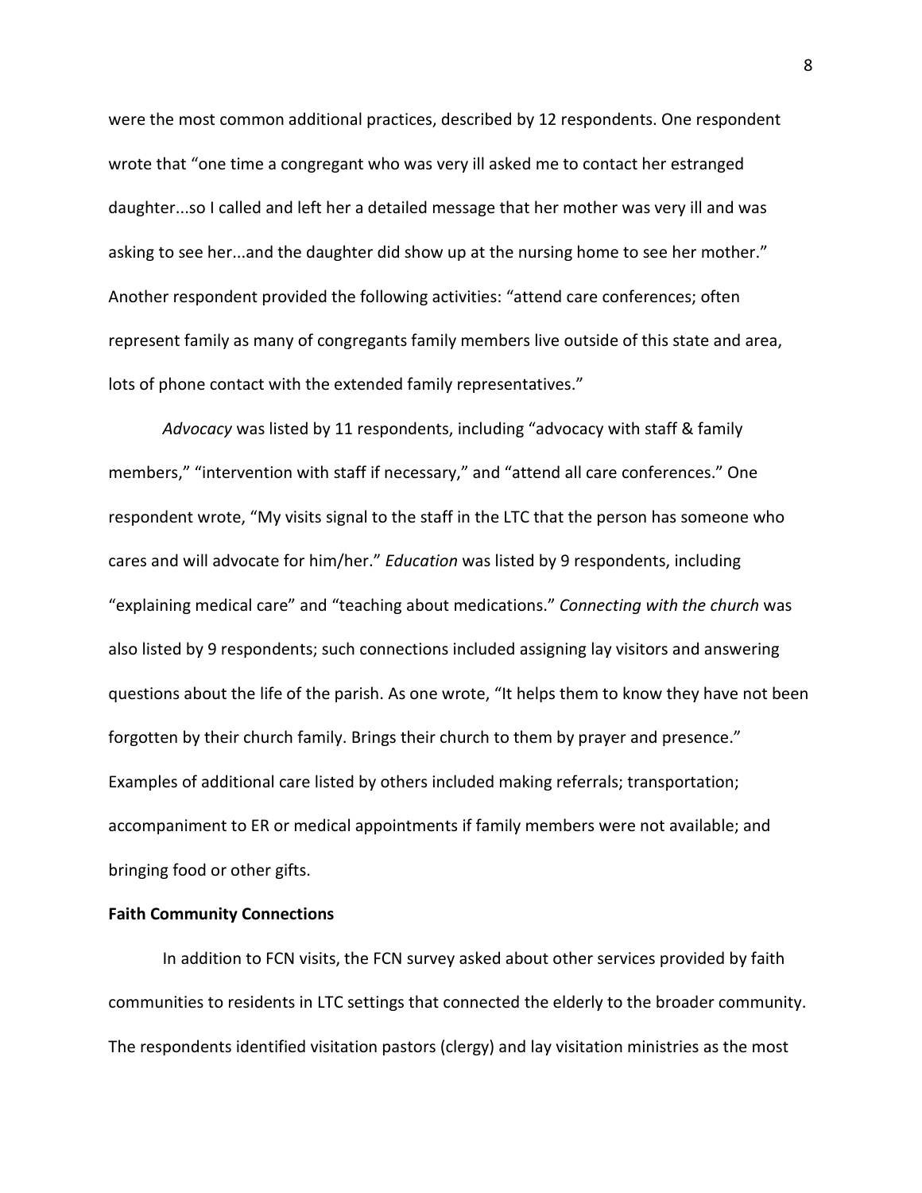were the most common additional practices, described by 12 respondents. One respondent wrote that "one time a congregant who was very ill asked me to contact her estranged daughter...so I called and left her a detailed message that her mother was very ill and was asking to see her...and the daughter did show up at the nursing home to see her mother." Another respondent provided the following activities: "attend care conferences; often represent family as many of congregants family members live outside of this state and area, lots of phone contact with the extended family representatives."

*Advocacy* was listed by 11 respondents, including "advocacy with staff & family members," "intervention with staff if necessary," and "attend all care conferences." One respondent wrote, "My visits signal to the staff in the LTC that the person has someone who cares and will advocate for him/her." *Education* was listed by 9 respondents, including "explaining medical care" and "teaching about medications." *Connecting with the church* was also listed by 9 respondents; such connections included assigning lay visitors and answering questions about the life of the parish. As one wrote, "It helps them to know they have not been forgotten by their church family. Brings their church to them by prayer and presence." Examples of additional care listed by others included making referrals; transportation; accompaniment to ER or medical appointments if family members were not available; and bringing food or other gifts.

**Faith Community Connections**

In addition to FCN visits, the FCN survey asked about other services provided by faith communities to residents in LTC settings that connected the elderly to the broader community. The respondents identified visitation pastors (clergy) and lay visitation ministries as the most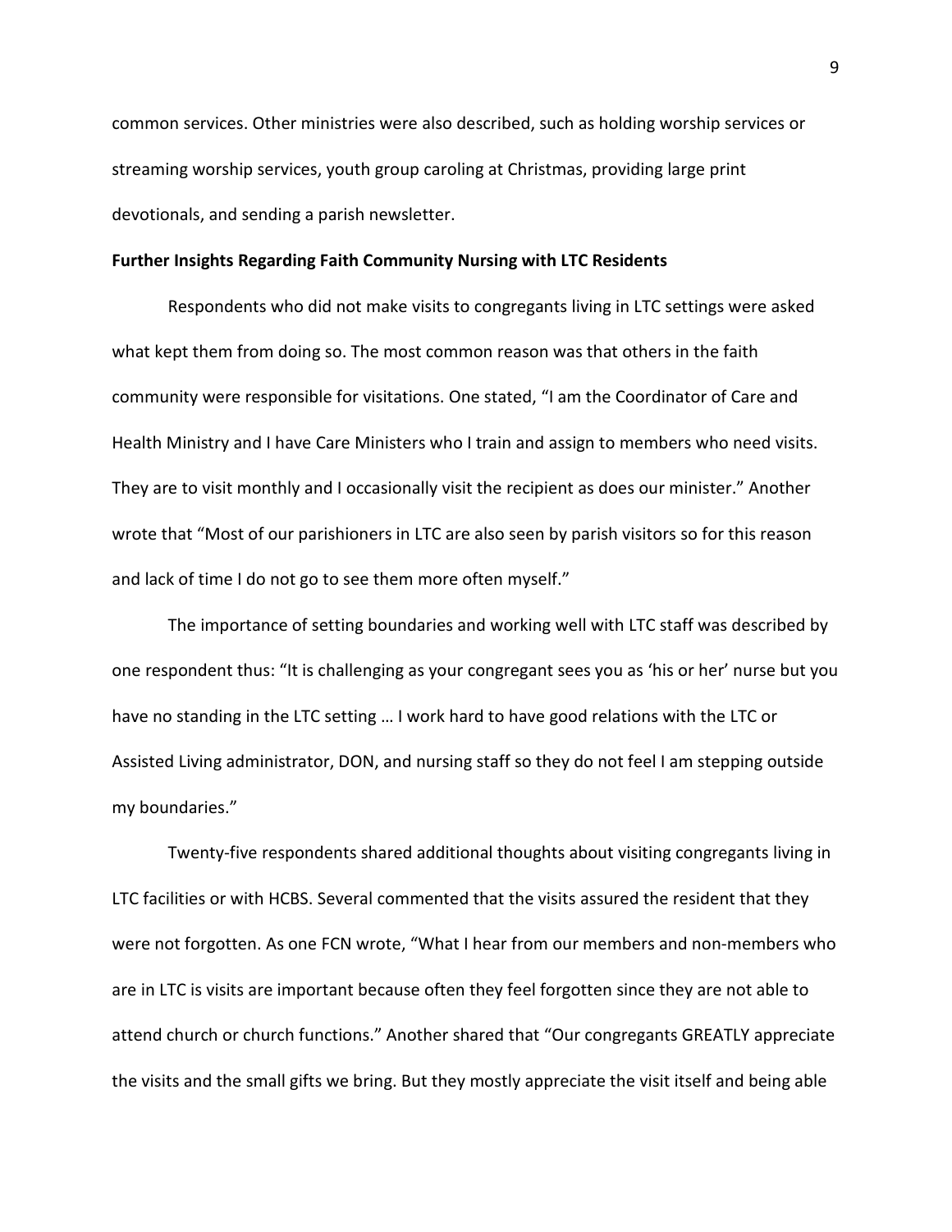common services. Other ministries were also described, such as holding worship services or streaming worship services, youth group caroling at Christmas, providing large print devotionals, and sending a parish newsletter.

**Further Insights Regarding Faith Community Nursing with LTC Residents**

Respondents who did not make visits to congregants living in LTC settings were asked what kept them from doing so. The most common reason was that others in the faith community were responsible for visitations. One stated, "I am the Coordinator of Care and Health Ministry and I have Care Ministers who I train and assign to members who need visits. They are to visit monthly and I occasionally visit the recipient as does our minister." Another wrote that "Most of our parishioners in LTC are also seen by parish visitors so for this reason and lack of time I do not go to see them more often myself."

The importance of setting boundaries and working well with LTC staff was described by one respondent thus: "It is challenging as your congregant sees you as 'his or her' nurse but you have no standing in the LTC setting … I work hard to have good relations with the LTC or Assisted Living administrator, DON, and nursing staff so they do not feel I am stepping outside my boundaries."

Twenty-five respondents shared additional thoughts about visiting congregants living in LTC facilities or with HCBS. Several commented that the visits assured the resident that they were not forgotten. As one FCN wrote, "What I hear from our members and non-members who are in LTC is visits are important because often they feel forgotten since they are not able to attend church or church functions." Another shared that "Our congregants GREATLY appreciate the visits and the small gifts we bring. But they mostly appreciate the visit itself and being able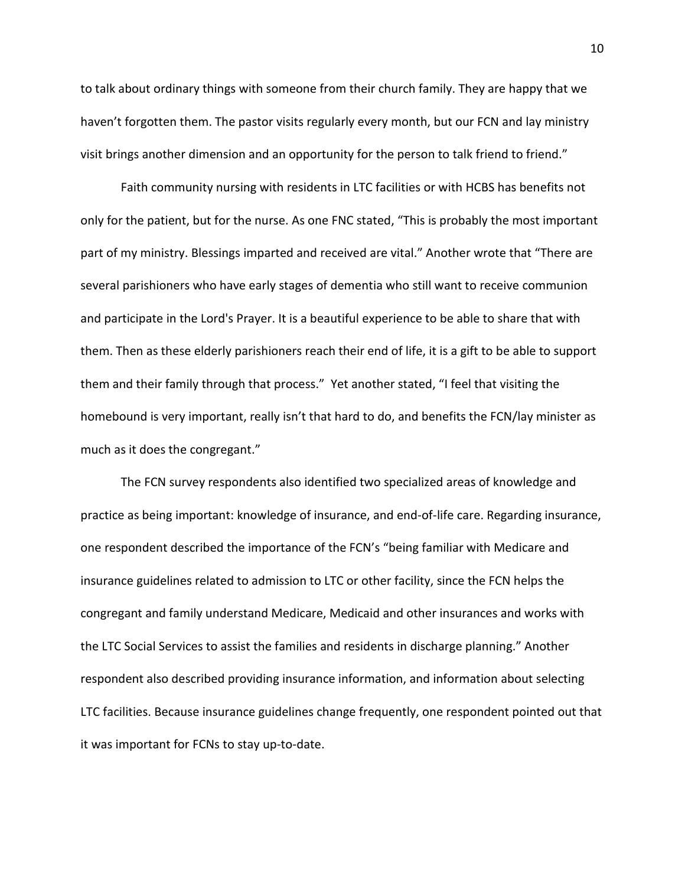to talk about ordinary things with someone from their church family. They are happy that we haven't forgotten them. The pastor visits regularly every month, but our FCN and lay ministry visit brings another dimension and an opportunity for the person to talk friend to friend."

Faith community nursing with residents in LTC facilities or with HCBS has benefits not only for the patient, but for the nurse. As one FNC stated, "This is probably the most important part of my ministry. Blessings imparted and received are vital." Another wrote that "There are several parishioners who have early stages of dementia who still want to receive communion and participate in the Lord's Prayer. It is a beautiful experience to be able to share that with them. Then as these elderly parishioners reach their end of life, it is a gift to be able to support them and their family through that process." Yet another stated, "I feel that visiting the homebound is very important, really isn't that hard to do, and benefits the FCN/lay minister as much as it does the congregant."

The FCN survey respondents also identified two specialized areas of knowledge and practice as being important: knowledge of insurance, and end-of-life care. Regarding insurance, one respondent described the importance of the FCN's "being familiar with Medicare and insurance guidelines related to admission to LTC or other facility, since the FCN helps the congregant and family understand Medicare, Medicaid and other insurances and works with the LTC Social Services to assist the families and residents in discharge planning." Another respondent also described providing insurance information, and information about selecting LTC facilities. Because insurance guidelines change frequently, one respondent pointed out that it was important for FCNs to stay up-to-date.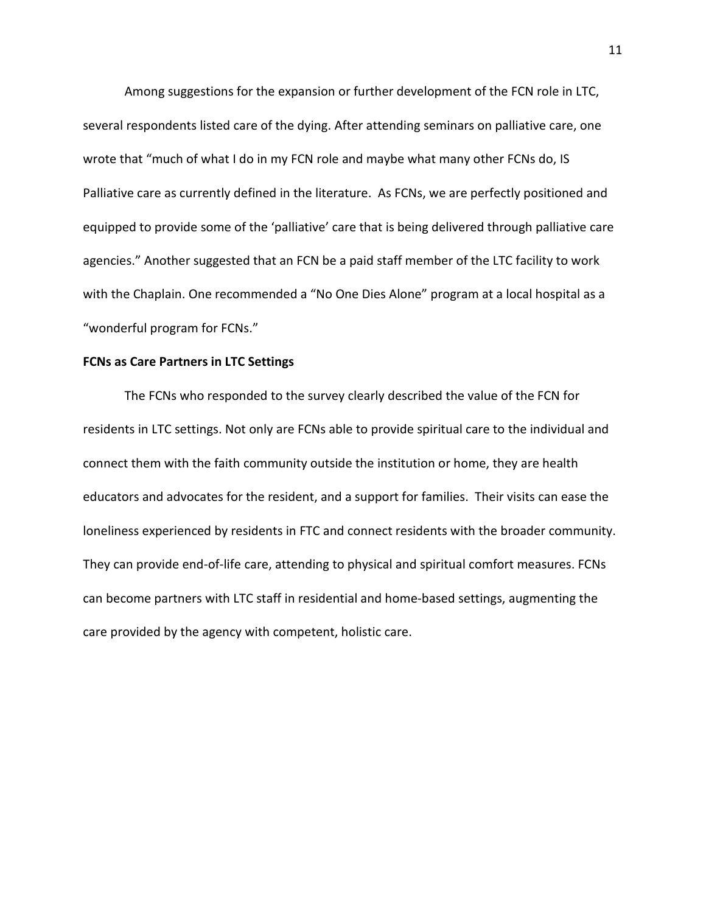Among suggestions for the expansion or further development of the FCN role in LTC, several respondents listed care of the dying. After attending seminars on palliative care, one wrote that "much of what I do in my FCN role and maybe what many other FCNs do, IS Palliative care as currently defined in the literature. As FCNs, we are perfectly positioned and equipped to provide some of the 'palliative' care that is being delivered through palliative care agencies." Another suggested that an FCN be a paid staff member of the LTC facility to work with the Chaplain. One recommended a "No One Dies Alone" program at a local hospital as a "wonderful program for FCNs."

**FCNs as Care Partners in LTC Settings**

The FCNs who responded to the survey clearly described the value of the FCN for residents in LTC settings. Not only are FCNs able to provide spiritual care to the individual and connect them with the faith community outside the institution or home, they are health educators and advocates for the resident, and a support for families. Their visits can ease the loneliness experienced by residents in FTC and connect residents with the broader community. They can provide end-of-life care, attending to physical and spiritual comfort measures. FCNs can become partners with LTC staff in residential and home-based settings, augmenting the care provided by the agency with competent, holistic care.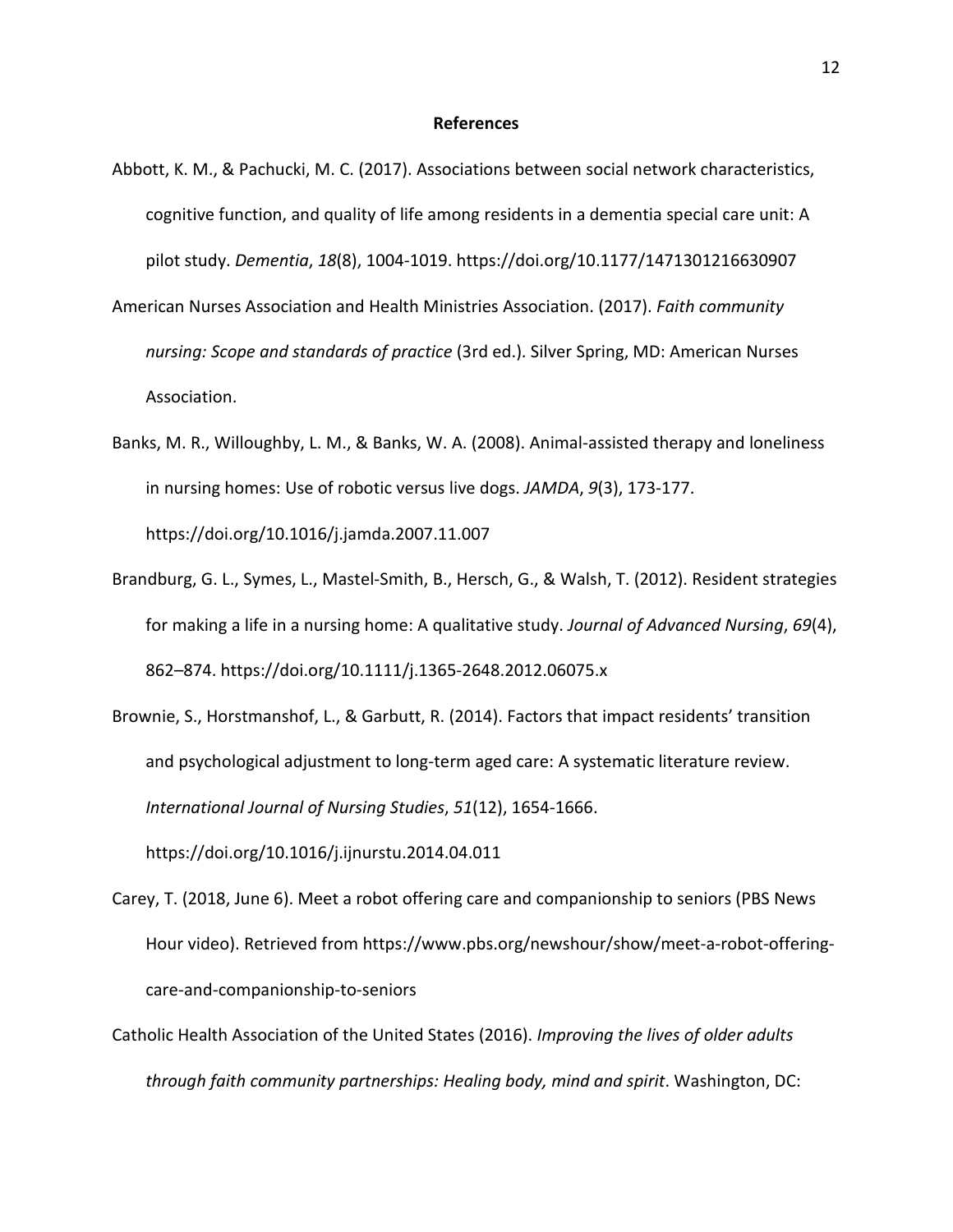## References

Abbott, K. M., & Pachucki, M. C. (2017). Associations between social network characteristics, cognitive function, and quality of life among residents in a dementia special care unit: A pilot study. *Dementia*, *18*(8), 1004-1019. https://doi.org/10.1177/1471301216630907

American Nurses Association and Health Ministries Association. (2017). *Faith community nursing: Scope and standards of practice* (3rd ed.). Silver Spring, MD: American Nurses Association.

Banks, M. R., Willoughby, L. M., & Banks, W. A. (2008). Animal-assisted therapy and loneliness in nursing homes: Use of robotic versus live dogs. *JAMDA*, *9*(3), 173-177. https://doi.org/10.1016/j.jamda.2007.11.007

Brandburg, G. L., Symes, L., Mastel-Smith, B., Hersch, G., & Walsh, T. (2012). Resident strategies for making a life in a nursing home: A qualitative study. *Journal of Advanced Nursing*, *69*(4), 862–874. https://doi.org/10.1111/j.1365-2648.2012.06075.x

Brownie, S., Horstmanshof, L., & Garbutt, R. (2014). Factors that impact residents' transition and psychological adjustment to long-term aged care: A systematic literature review. *International Journal of Nursing Studies*, *51*(12), 1654-1666. https://doi.org/10.1016/j.ijnurstu.2014.04.011

Carey, T. (2018, June 6). Meet a robot offering care and companionship to seniors (PBS News Hour video). Retrieved from https://www.pbs.org/newshour/show/meet-a-robot-offering-care-and-companionship-to-seniors

Catholic Health Association of the United States (2016). *Improving the lives of older adults through faith community partnerships: Healing body, mind and spirit*. Washington, DC: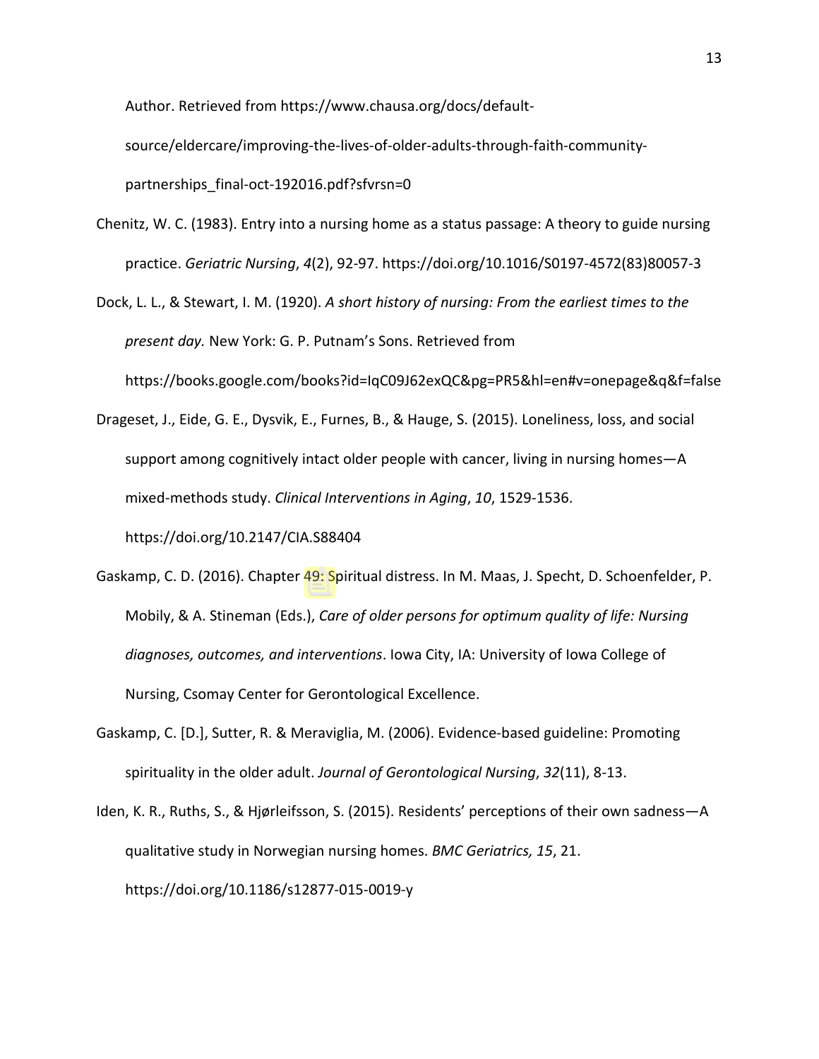Author. Retrieved from https://www.chausa.org/docs/default-source/eldercare/improving-the-lives-of-older-adults-through-faith-community-partnerships_final-oct-192016.pdf?sfvrsn=0

Chenitz, W. C. (1983). Entry into a nursing home as a status passage: A theory to guide nursing practice. *Geriatric Nursing*, *4*(2), 92-97. https://doi.org/10.1016/S0197-4572(83)80057-3

Dock, L. L., & Stewart, I. M. (1920). *A short history of nursing: From the earliest times to the present day.* New York: G. P. Putnam's Sons. Retrieved from https://books.google.com/books?id=IqC09J62exQC&pg=PR5&hl=en#v=onepage&q&f=false

Drageset, J., Eide, G. E., Dysvik, E., Furnes, B., & Hauge, S. (2015). Loneliness, loss, and social support among cognitively intact older people with cancer, living in nursing homes—A mixed-methods study. *Clinical Interventions in Aging*, *10*, 1529-1536. https://doi.org/10.2147/CIA.S88404

Gaskamp, C. D. (2016). Chapter 49: Spiritual distress. In M. Maas, J. Specht, D. Schoenfelder, P. Mobily, & A. Stineman (Eds.), *Care of older persons for optimum quality of life: Nursing diagnoses, outcomes, and interventions*. Iowa City, IA: University of Iowa College of Nursing, Csomay Center for Gerontological Excellence.

Gaskamp, C. [D.], Sutter, R. & Meraviglia, M. (2006). Evidence-based guideline: Promoting spirituality in the older adult. *Journal of Gerontological Nursing*, *32*(11), 8-13.

Iden, K. R., Ruths, S., & Hjørleifsson, S. (2015). Residents' perceptions of their own sadness—A qualitative study in Norwegian nursing homes. *BMC Geriatrics, 15*, 21. https://doi.org/10.1186/s12877-015-0019-y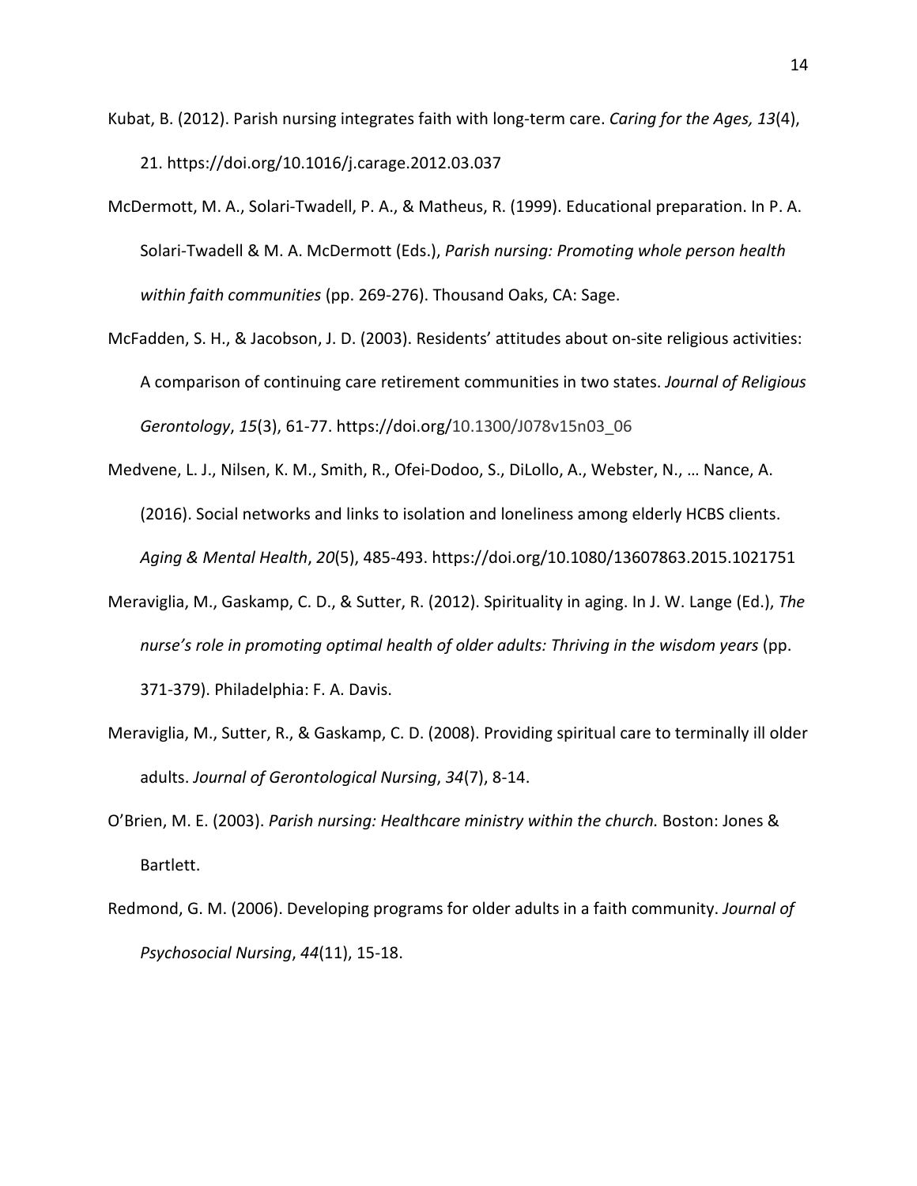Kubat, B. (2012). Parish nursing integrates faith with long-term care. *Caring for the Ages, 13*(4), 21. https://doi.org/10.1016/j.carage.2012.03.037

McDermott, M. A., Solari-Twadell, P. A., & Matheus, R. (1999). Educational preparation. In P. A. Solari-Twadell & M. A. McDermott (Eds.), *Parish nursing: Promoting whole person health within faith communities* (pp. 269-276). Thousand Oaks, CA: Sage.

McFadden, S. H., & Jacobson, J. D. (2003). Residents' attitudes about on-site religious activities: A comparison of continuing care retirement communities in two states. *Journal of Religious Gerontology*, *15*(3), 61-77. https://doi.org/10.1300/J078v15n03_06

Medvene, L. J., Nilsen, K. M., Smith, R., Ofei-Dodoo, S., DiLollo, A., Webster, N., … Nance, A. (2016). Social networks and links to isolation and loneliness among elderly HCBS clients. *Aging & Mental Health*, *20*(5), 485-493. https://doi.org/10.1080/13607863.2015.1021751

Meraviglia, M., Gaskamp, C. D., & Sutter, R. (2012). Spirituality in aging. In J. W. Lange (Ed.), *The nurse's role in promoting optimal health of older adults: Thriving in the wisdom years* (pp. 371-379). Philadelphia: F. A. Davis.

Meraviglia, M., Sutter, R., & Gaskamp, C. D. (2008). Providing spiritual care to terminally ill older adults. *Journal of Gerontological Nursing*, *34*(7), 8-14.

O'Brien, M. E. (2003). *Parish nursing: Healthcare ministry within the church.* Boston: Jones & Bartlett.

Redmond, G. M. (2006). Developing programs for older adults in a faith community. *Journal of Psychosocial Nursing*, *44*(11), 15-18.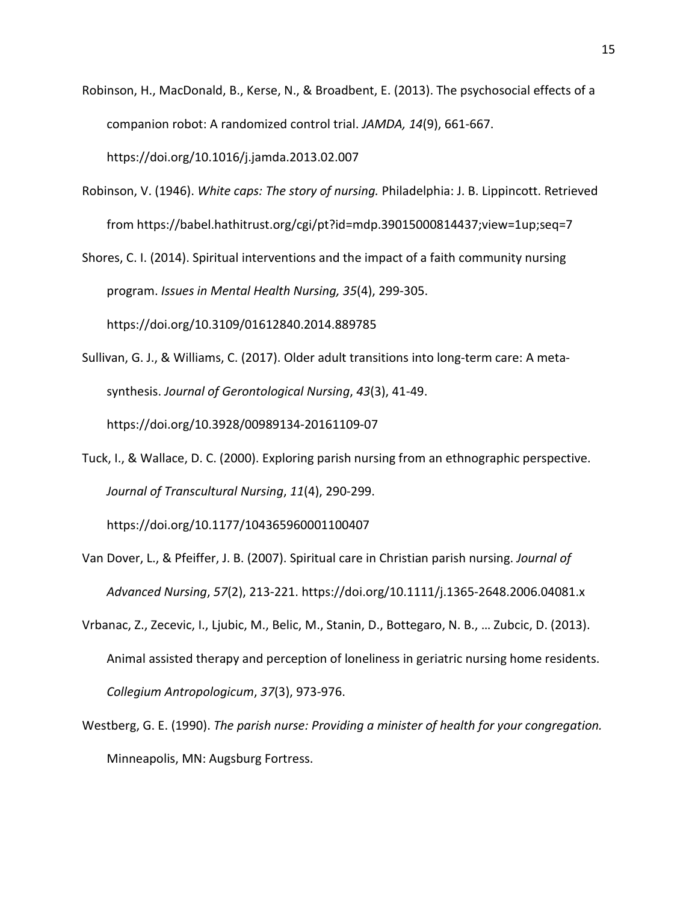Robinson, H., MacDonald, B., Kerse, N., & Broadbent, E. (2013). The psychosocial effects of a companion robot: A randomized control trial. *JAMDA, 14*(9), 661-667. https://doi.org/10.1016/j.jamda.2013.02.007

Robinson, V. (1946). *White caps: The story of nursing.* Philadelphia: J. B. Lippincott. Retrieved from https://babel.hathitrust.org/cgi/pt?id=mdp.39015000814437;view=1up;seq=7

Shores, C. I. (2014). Spiritual interventions and the impact of a faith community nursing program. *Issues in Mental Health Nursing, 35*(4), 299-305. https://doi.org/10.3109/01612840.2014.889785

Sullivan, G. J., & Williams, C. (2017). Older adult transitions into long-term care: A meta-synthesis. *Journal of Gerontological Nursing*, *43*(3), 41-49. https://doi.org/10.3928/00989134-20161109-07

Tuck, I., & Wallace, D. C. (2000). Exploring parish nursing from an ethnographic perspective. *Journal of Transcultural Nursing*, *11*(4), 290-299. https://doi.org/10.1177/104365960001100407

Van Dover, L., & Pfeiffer, J. B. (2007). Spiritual care in Christian parish nursing. *Journal of Advanced Nursing*, *57*(2), 213-221. https://doi.org/10.1111/j.1365-2648.2006.04081.x

Vrbanac, Z., Zecevic, I., Ljubic, M., Belic, M., Stanin, D., Bottegaro, N. B., … Zubcic, D. (2013). Animal assisted therapy and perception of loneliness in geriatric nursing home residents. *Collegium Antropologicum*, *37*(3), 973-976.

Westberg, G. E. (1990). *The parish nurse: Providing a minister of health for your congregation.* Minneapolis, MN: Augsburg Fortress.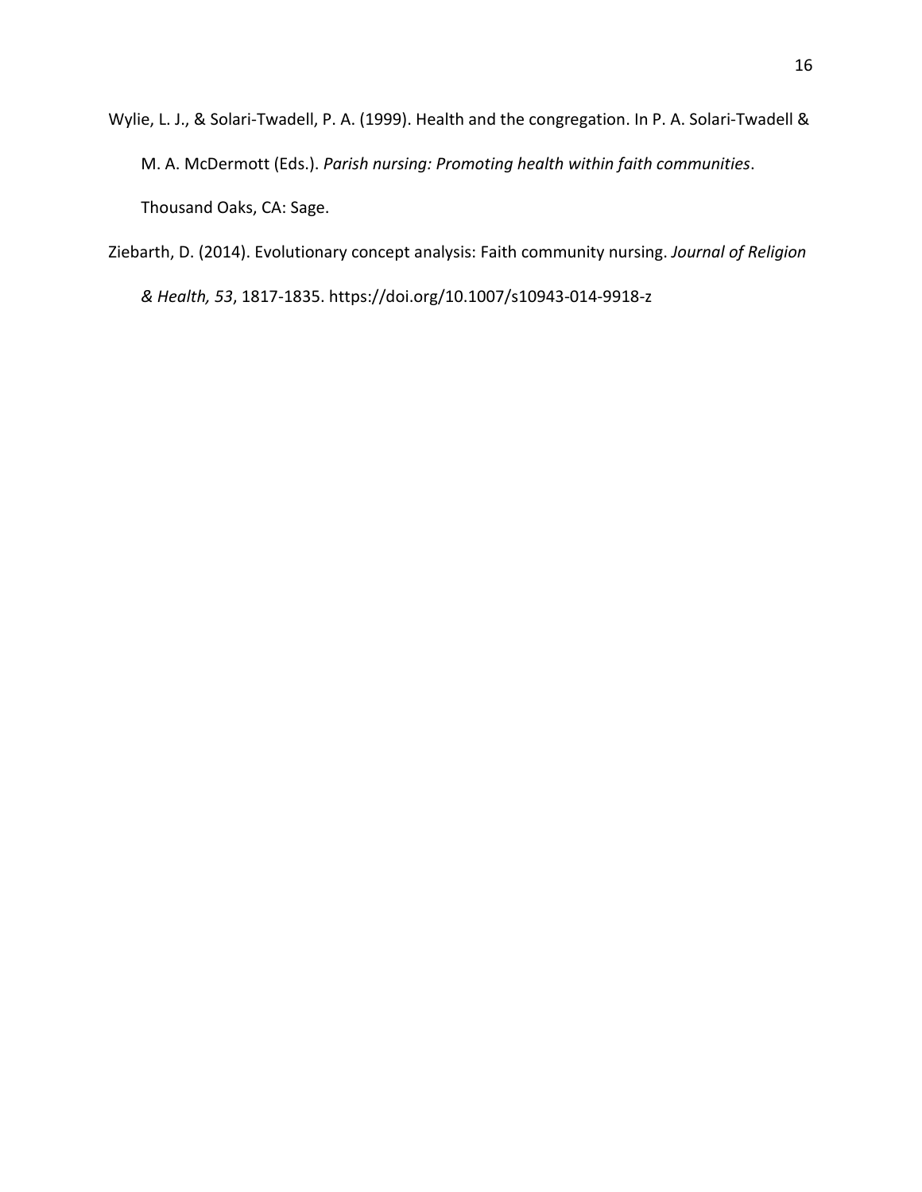Wylie, L. J., & Solari-Twadell, P. A. (1999). Health and the congregation. In P. A. Solari-Twadell & M. A. McDermott (Eds.). *Parish nursing: Promoting health within faith communities*. Thousand Oaks, CA: Sage.

Ziebarth, D. (2014). Evolutionary concept analysis: Faith community nursing. *Journal of Religion & Health, 53*, 1817-1835. https://doi.org/10.1007/s10943-014-9918-z